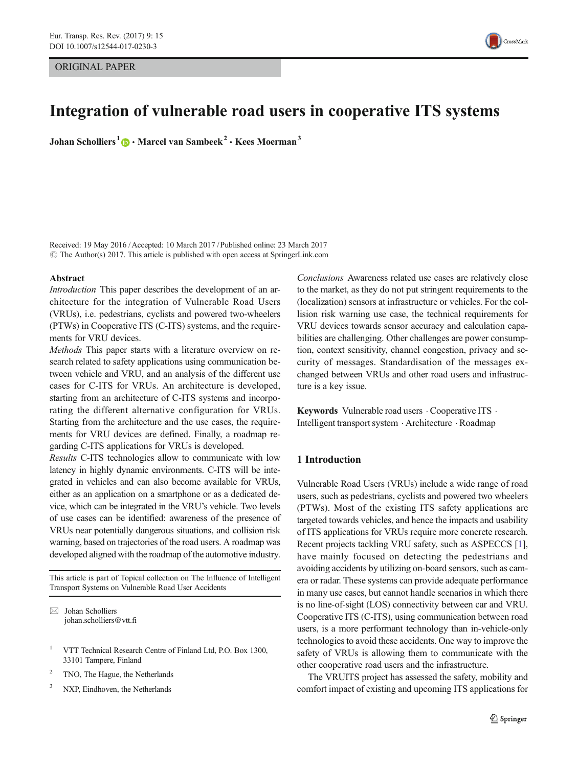ORIGINAL PAPER

# Integration of vulnerable road users in cooperative ITS systems

**Johan Scholliers [1] · Marcel van Sambeek [2] · Kees Moerman [3]**

Received: 19 May 2016 / Accepted: 10 March 2017 / Published online: 23 March 2017
© The Author(s) 2017. This article is published with open access at SpringerLink.com

## Abstract

*Introduction* This paper describes the development of an architecture for the integration of Vulnerable Road Users (VRUs), i.e. pedestrians, cyclists and powered two-wheelers (PTWs) in Cooperative ITS (C-ITS) systems, and the requirements for VRU devices.

*Methods* This paper starts with a literature overview on research related to safety applications using communication between vehicle and VRU, and an analysis of the different use cases for C-ITS for VRUs. An architecture is developed, starting from an architecture of C-ITS systems and incorporating the different alternative configuration for VRUs. Starting from the architecture and the use cases, the requirements for VRU devices are defined. Finally, a roadmap regarding C-ITS applications for VRUs is developed.

*Results* C-ITS technologies allow to communicate with low latency in highly dynamic environments. C-ITS will be integrated in vehicles and can also become available for VRUs, either as an application on a smartphone or as a dedicated device, which can be integrated in the VRU's vehicle. Two levels of use cases can be identified: awareness of the presence of VRUs near potentially dangerous situations, and collision risk warning, based on trajectories of the road users. A roadmap was developed aligned with the roadmap of the automotive industry.

*Conclusions* Awareness related use cases are relatively close to the market, as they do not put stringent requirements to the (localization) sensors at infrastructure or vehicles. For the collision risk warning use case, the technical requirements for VRU devices towards sensor accuracy and calculation capabilities are challenging. Other challenges are power consumption, context sensitivity, channel congestion, privacy and security of messages. Standardisation of the messages exchanged between VRUs and other road users and infrastructure is a key issue.

**Keywords** Vulnerable road users · Cooperative ITS · Intelligent transport system · Architecture · Roadmap

This article is part of Topical collection on The Influence of Intelligent Transport Systems on Vulnerable Road User Accidents

✉ Johan Scholliers
johan.scholliers@vtt.fi

[1] VTT Technical Research Centre of Finland Ltd, P.O. Box 1300, 33101 Tampere, Finland

[2] TNO, The Hague, the Netherlands

[3] NXP, Eindhoven, the Netherlands

## 1 Introduction

Vulnerable Road Users (VRUs) include a wide range of road users, such as pedestrians, cyclists and powered two wheelers (PTWs). Most of the existing ITS safety applications are targeted towards vehicles, and hence the impacts and usability of ITS applications for VRUs require more concrete research. Recent projects tackling VRU safety, such as ASPECCS [1], have mainly focused on detecting the pedestrians and avoiding accidents by utilizing on-board sensors, such as camera or radar. These systems can provide adequate performance in many use cases, but cannot handle scenarios in which there is no line-of-sight (LOS) connectivity between car and VRU. Cooperative ITS (C-ITS), using communication between road users, is a more performant technology than in-vehicle-only technologies to avoid these accidents. One way to improve the safety of VRUs is allowing them to communicate with the other cooperative road users and the infrastructure.

The VRUITS project has assessed the safety, mobility and comfort impact of existing and upcoming ITS applications for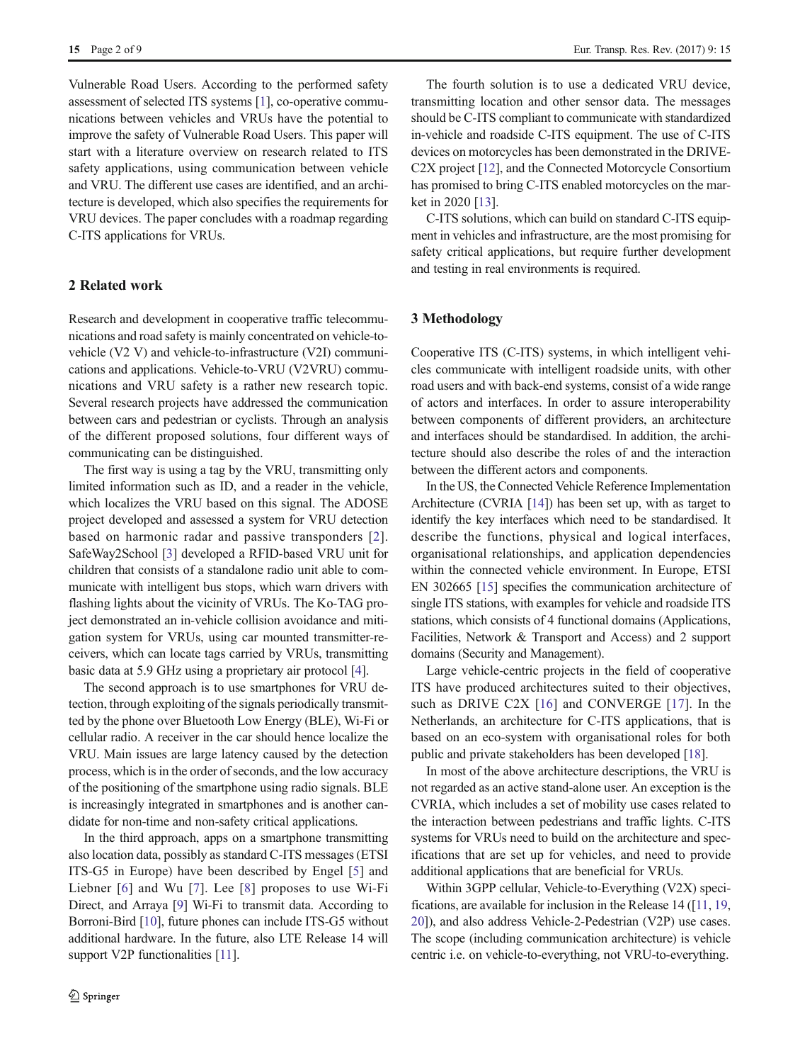Vulnerable Road Users. According to the performed safety assessment of selected ITS systems [1], co-operative communications between vehicles and VRUs have the potential to improve the safety of Vulnerable Road Users. This paper will start with a literature overview on research related to ITS safety applications, using communication between vehicle and VRU. The different use cases are identified, and an architecture is developed, which also specifies the requirements for VRU devices. The paper concludes with a roadmap regarding C-ITS applications for VRUs.

## 2 Related work

Research and development in cooperative traffic telecommunications and road safety is mainly concentrated on vehicle-to-vehicle (V2 V) and vehicle-to-infrastructure (V2I) communications and applications. Vehicle-to-VRU (V2VRU) communications and VRU safety is a rather new research topic. Several research projects have addressed the communication between cars and pedestrian or cyclists. Through an analysis of the different proposed solutions, four different ways of communicating can be distinguished.

The first way is using a tag by the VRU, transmitting only limited information such as ID, and a reader in the vehicle, which localizes the VRU based on this signal. The ADOSE project developed and assessed a system for VRU detection based on harmonic radar and passive transponders [2]. SafeWay2School [3] developed a RFID-based VRU unit for children that consists of a standalone radio unit able to communicate with intelligent bus stops, which warn drivers with flashing lights about the vicinity of VRUs. The Ko-TAG project demonstrated an in-vehicle collision avoidance and mitigation system for VRUs, using car mounted transmitter-receivers, which can locate tags carried by VRUs, transmitting basic data at 5.9 GHz using a proprietary air protocol [4].

The second approach is to use smartphones for VRU detection, through exploiting of the signals periodically transmitted by the phone over Bluetooth Low Energy (BLE), Wi-Fi or cellular radio. A receiver in the car should hence localize the VRU. Main issues are large latency caused by the detection process, which is in the order of seconds, and the low accuracy of the positioning of the smartphone using radio signals. BLE is increasingly integrated in smartphones and is another candidate for non-time and non-safety critical applications.

In the third approach, apps on a smartphone transmitting also location data, possibly as standard C-ITS messages (ETSI ITS-G5 in Europe) have been described by Engel [5] and Liebner [6] and Wu [7]. Lee [8] proposes to use Wi-Fi Direct, and Arraya [9] Wi-Fi to transmit data. According to Borroni-Bird [10], future phones can include ITS-G5 without additional hardware. In the future, also LTE Release 14 will support V2P functionalities [11].

The fourth solution is to use a dedicated VRU device, transmitting location and other sensor data. The messages should be C-ITS compliant to communicate with standardized in-vehicle and roadside C-ITS equipment. The use of C-ITS devices on motorcycles has been demonstrated in the DRIVE-C2X project [12], and the Connected Motorcycle Consortium has promised to bring C-ITS enabled motorcycles on the market in 2020 [13].

C-ITS solutions, which can build on standard C-ITS equipment in vehicles and infrastructure, are the most promising for safety critical applications, but require further development and testing in real environments is required.

## 3 Methodology

Cooperative ITS (C-ITS) systems, in which intelligent vehicles communicate with intelligent roadside units, with other road users and with back-end systems, consist of a wide range of actors and interfaces. In order to assure interoperability between components of different providers, an architecture and interfaces should be standardised. In addition, the architecture should also describe the roles of and the interaction between the different actors and components.

In the US, the Connected Vehicle Reference Implementation Architecture (CVRIA [14]) has been set up, with as target to identify the key interfaces which need to be standardised. It describe the functions, physical and logical interfaces, organisational relationships, and application dependencies within the connected vehicle environment. In Europe, ETSI EN 302665 [15] specifies the communication architecture of single ITS stations, with examples for vehicle and roadside ITS stations, which consists of 4 functional domains (Applications, Facilities, Network & Transport and Access) and 2 support domains (Security and Management).

Large vehicle-centric projects in the field of cooperative ITS have produced architectures suited to their objectives, such as DRIVE C2X [16] and CONVERGE [17]. In the Netherlands, an architecture for C-ITS applications, that is based on an eco-system with organisational roles for both public and private stakeholders has been developed [18].

In most of the above architecture descriptions, the VRU is not regarded as an active stand-alone user. An exception is the CVRIA, which includes a set of mobility use cases related to the interaction between pedestrians and traffic lights. C-ITS systems for VRUs need to build on the architecture and specifications that are set up for vehicles, and need to provide additional applications that are beneficial for VRUs.

Within 3GPP cellular, Vehicle-to-Everything (V2X) specifications, are available for inclusion in the Release 14 ([11, 19, 20]), and also address Vehicle-2-Pedestrian (V2P) use cases. The scope (including communication architecture) is vehicle centric i.e. on vehicle-to-everything, not VRU-to-everything.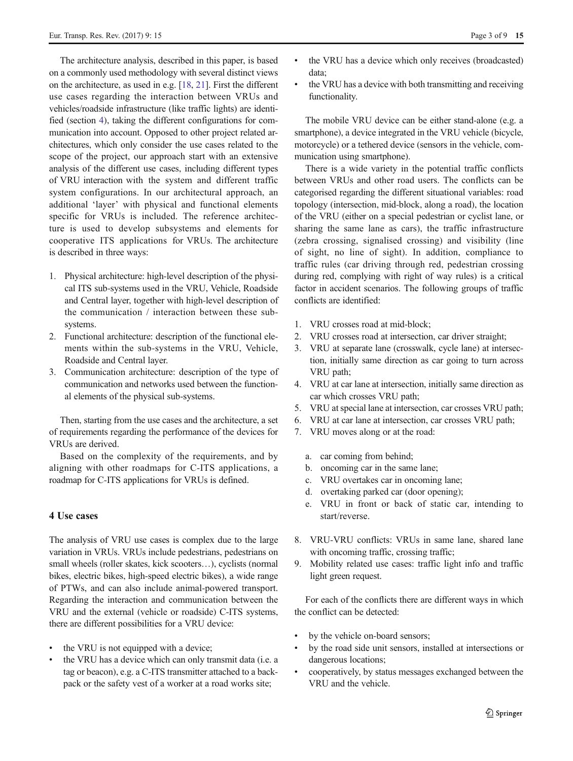The architecture analysis, described in this paper, is based on a commonly used methodology with several distinct views on the architecture, as used in e.g. [18, 21]. First the different use cases regarding the interaction between VRUs and vehicles/roadside infrastructure (like traffic lights) are identified (section 4), taking the different configurations for communication into account. Opposed to other project related architectures, which only consider the use cases related to the scope of the project, our approach start with an extensive analysis of the different use cases, including different types of VRU interaction with the system and different traffic system configurations. In our architectural approach, an additional 'layer' with physical and functional elements specific for VRUs is included. The reference architecture is used to develop subsystems and elements for cooperative ITS applications for VRUs. The architecture is described in three ways:

1. Physical architecture: high-level description of the physical ITS sub-systems used in the VRU, Vehicle, Roadside and Central layer, together with high-level description of the communication / interaction between these sub-systems.
2. Functional architecture: description of the functional elements within the sub-systems in the VRU, Vehicle, Roadside and Central layer.
3. Communication architecture: description of the type of communication and networks used between the functional elements of the physical sub-systems.

Then, starting from the use cases and the architecture, a set of requirements regarding the performance of the devices for VRUs are derived.

Based on the complexity of the requirements, and by aligning with other roadmaps for C-ITS applications, a roadmap for C-ITS applications for VRUs is defined.

## 4 Use cases

The analysis of VRU use cases is complex due to the large variation in VRUs. VRUs include pedestrians, pedestrians on small wheels (roller skates, kick scooters…), cyclists (normal bikes, electric bikes, high-speed electric bikes), a wide range of PTWs, and can also include animal-powered transport. Regarding the interaction and communication between the VRU and the external (vehicle or roadside) C-ITS systems, there are different possibilities for a VRU device:

- the VRU is not equipped with a device;
- the VRU has a device which can only transmit data (i.e. a tag or beacon), e.g. a C-ITS transmitter attached to a backpack or the safety vest of a worker at a road works site;
- the VRU has a device which only receives (broadcasted) data;
- the VRU has a device with both transmitting and receiving functionality.

The mobile VRU device can be either stand-alone (e.g. a smartphone), a device integrated in the VRU vehicle (bicycle, motorcycle) or a tethered device (sensors in the vehicle, communication using smartphone).

There is a wide variety in the potential traffic conflicts between VRUs and other road users. The conflicts can be categorised regarding the different situational variables: road topology (intersection, mid-block, along a road), the location of the VRU (either on a special pedestrian or cyclist lane, or sharing the same lane as cars), the traffic infrastructure (zebra crossing, signalised crossing) and visibility (line of sight, no line of sight). In addition, compliance to traffic rules (car driving through red, pedestrian crossing during red, complying with right of way rules) is a critical factor in accident scenarios. The following groups of traffic conflicts are identified:

1. VRU crosses road at mid-block;
2. VRU crosses road at intersection, car driver straight;
3. VRU at separate lane (crosswalk, cycle lane) at intersection, initially same direction as car going to turn across VRU path;
4. VRU at car lane at intersection, initially same direction as car which crosses VRU path;
5. VRU at special lane at intersection, car crosses VRU path;
6. VRU at car lane at intersection, car crosses VRU path;
7. VRU moves along or at the road:
   a. car coming from behind;
   b. oncoming car in the same lane;
   c. VRU overtakes car in oncoming lane;
   d. overtaking parked car (door opening);
   e. VRU in front or back of static car, intending to start/reverse.
8. VRU-VRU conflicts: VRUs in same lane, shared lane with oncoming traffic, crossing traffic;
9. Mobility related use cases: traffic light info and traffic light green request.

For each of the conflicts there are different ways in which the conflict can be detected:

- by the vehicle on-board sensors;
- by the road side unit sensors, installed at intersections or dangerous locations;
- cooperatively, by status messages exchanged between the VRU and the vehicle.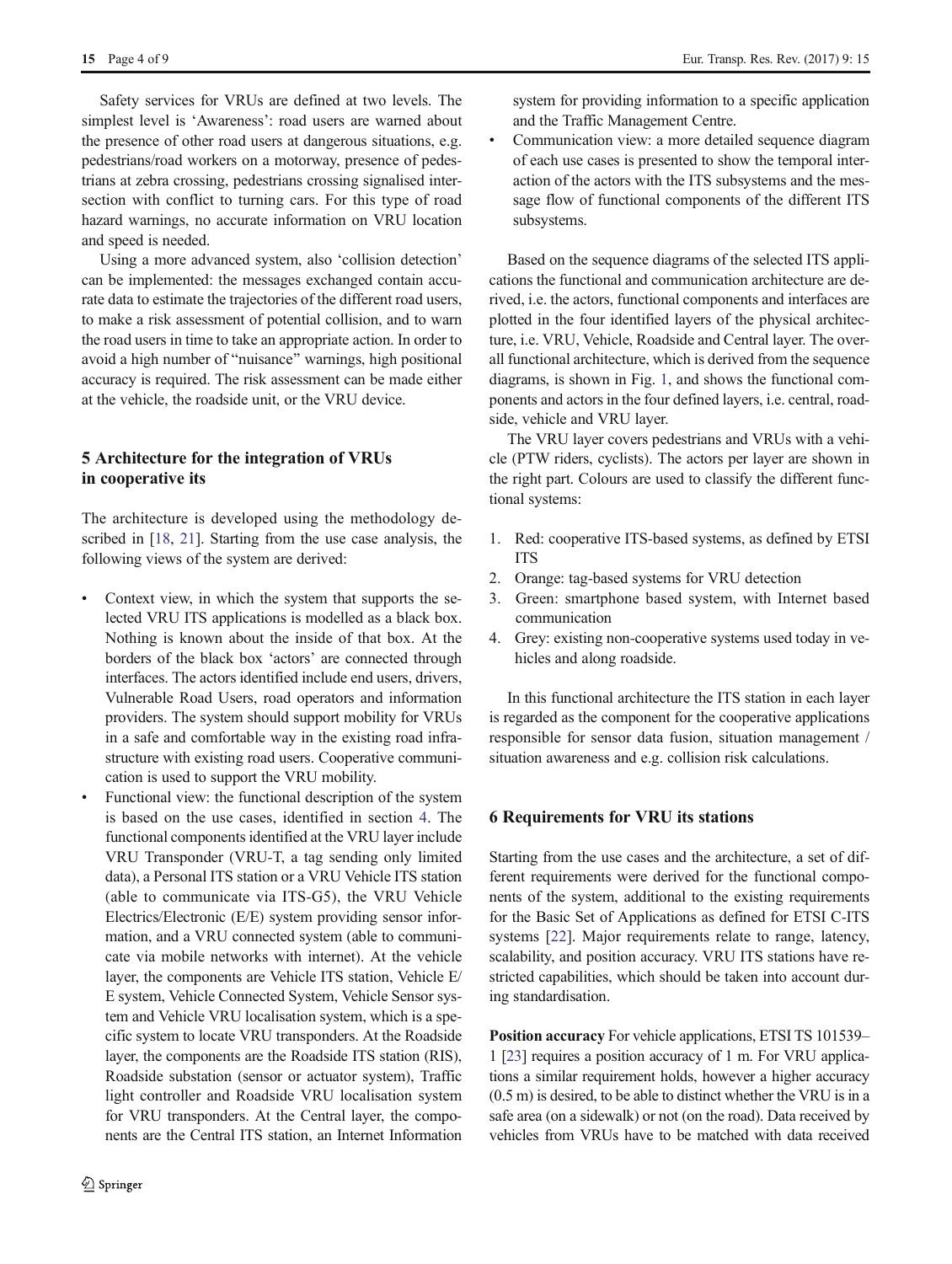Safety services for VRUs are defined at two levels. The simplest level is 'Awareness': road users are warned about the presence of other road users at dangerous situations, e.g. pedestrians/road workers on a motorway, presence of pedestrians at zebra crossing, pedestrians crossing signalised intersection with conflict to turning cars. For this type of road hazard warnings, no accurate information on VRU location and speed is needed.

Using a more advanced system, also 'collision detection' can be implemented: the messages exchanged contain accurate data to estimate the trajectories of the different road users, to make a risk assessment of potential collision, and to warn the road users in time to take an appropriate action. In order to avoid a high number of "nuisance" warnings, high positional accuracy is required. The risk assessment can be made either at the vehicle, the roadside unit, or the VRU device.

## 5 Architecture for the integration of VRUs in cooperative its

The architecture is developed using the methodology described in [18, 21]. Starting from the use case analysis, the following views of the system are derived:

- Context view, in which the system that supports the selected VRU ITS applications is modelled as a black box. Nothing is known about the inside of that box. At the borders of the black box 'actors' are connected through interfaces. The actors identified include end users, drivers, Vulnerable Road Users, road operators and information providers. The system should support mobility for VRUs in a safe and comfortable way in the existing road infrastructure with existing road users. Cooperative communication is used to support the VRU mobility.
- Functional view: the functional description of the system is based on the use cases, identified in section 4. The functional components identified at the VRU layer include VRU Transponder (VRU-T, a tag sending only limited data), a Personal ITS station or a VRU Vehicle ITS station (able to communicate via ITS-G5), the VRU Vehicle Electrics/Electronic (E/E) system providing sensor information, and a VRU connected system (able to communicate via mobile networks with internet). At the vehicle layer, the components are Vehicle ITS station, Vehicle E/E system, Vehicle Connected System, Vehicle Sensor system and Vehicle VRU localisation system, which is a specific system to locate VRU transponders. At the Roadside layer, the components are the Roadside ITS station (RIS), Roadside substation (sensor or actuator system), Traffic light controller and Roadside VRU localisation system for VRU transponders. At the Central layer, the components are the Central ITS station, an Internet Information system for providing information to a specific application and the Traffic Management Centre.
- Communication view: a more detailed sequence diagram of each use cases is presented to show the temporal interaction of the actors with the ITS subsystems and the message flow of functional components of the different ITS subsystems.

Based on the sequence diagrams of the selected ITS applications the functional and communication architecture are derived, i.e. the actors, functional components and interfaces are plotted in the four identified layers of the physical architecture, i.e. VRU, Vehicle, Roadside and Central layer. The overall functional architecture, which is derived from the sequence diagrams, is shown in Fig. 1, and shows the functional components and actors in the four defined layers, i.e. central, roadside, vehicle and VRU layer.

The VRU layer covers pedestrians and VRUs with a vehicle (PTW riders, cyclists). The actors per layer are shown in the right part. Colours are used to classify the different functional systems:

1. Red: cooperative ITS-based systems, as defined by ETSI ITS
2. Orange: tag-based systems for VRU detection
3. Green: smartphone based system, with Internet based communication
4. Grey: existing non-cooperative systems used today in vehicles and along roadside.

In this functional architecture the ITS station in each layer is regarded as the component for the cooperative applications responsible for sensor data fusion, situation management / situation awareness and e.g. collision risk calculations.

## 6 Requirements for VRU its stations

Starting from the use cases and the architecture, a set of different requirements were derived for the functional components of the system, additional to the existing requirements for the Basic Set of Applications as defined for ETSI C-ITS systems [22]. Major requirements relate to range, latency, scalability, and position accuracy. VRU ITS stations have restricted capabilities, which should be taken into account during standardisation.

**Position accuracy** For vehicle applications, ETSI TS 101539–1 [23] requires a position accuracy of 1 m. For VRU applications a similar requirement holds, however a higher accuracy (0.5 m) is desired, to be able to distinct whether the VRU is in a safe area (on a sidewalk) or not (on the road). Data received by vehicles from VRUs have to be matched with data received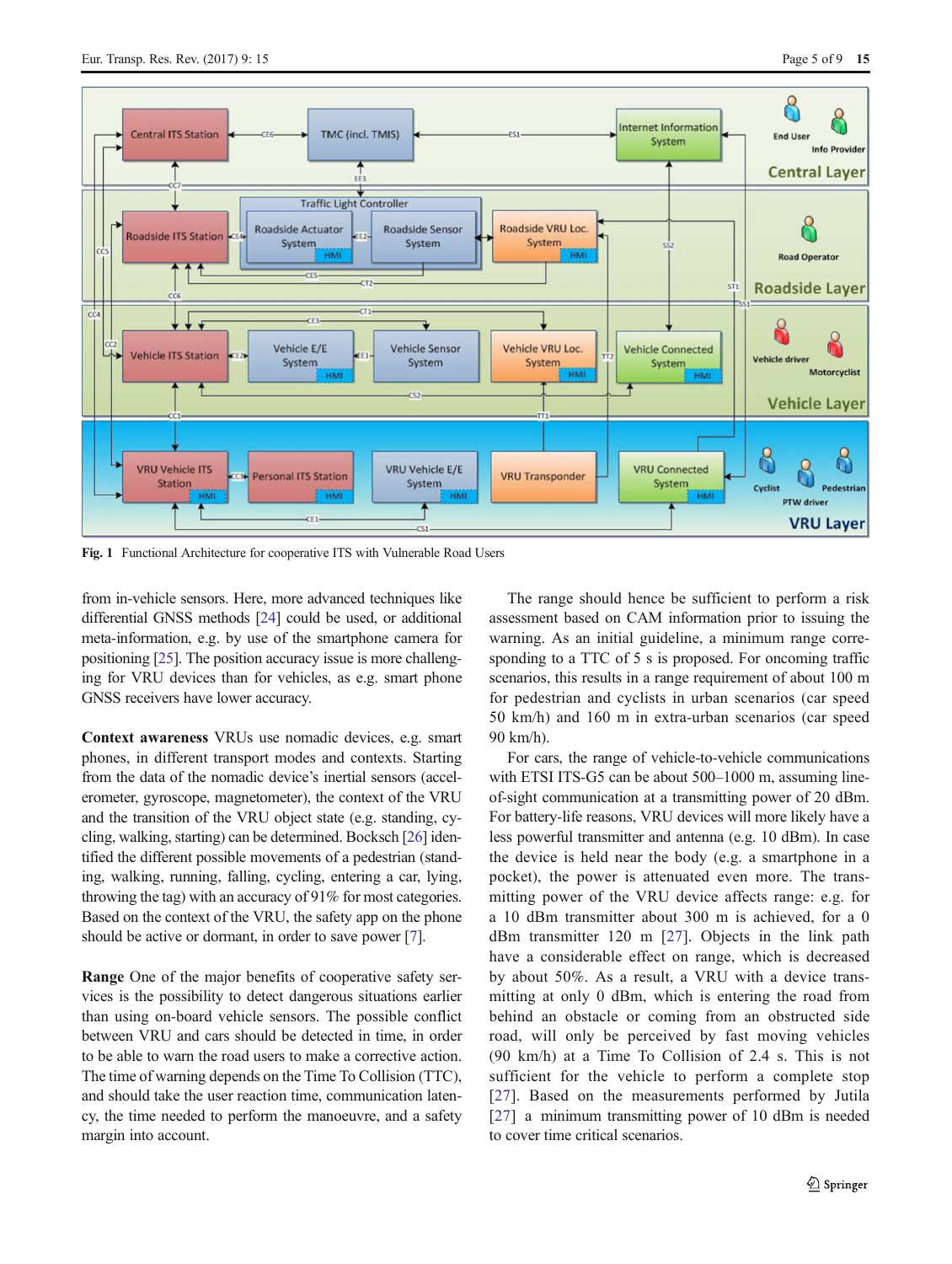Fig. 1 Functional Architecture for cooperative ITS with Vulnerable Road Users

from in-vehicle sensors. Here, more advanced techniques like differential GNSS methods [24] could be used, or additional meta-information, e.g. by use of the smartphone camera for positioning [25]. The position accuracy issue is more challenging for VRU devices than for vehicles, as e.g. smart phone GNSS receivers have lower accuracy.

**Context awareness** VRUs use nomadic devices, e.g. smart phones, in different transport modes and contexts. Starting from the data of the nomadic device's inertial sensors (accelerometer, gyroscope, magnetometer), the context of the VRU and the transition of the VRU object state (e.g. standing, cycling, walking, starting) can be determined. Bocksch [26] identified the different possible movements of a pedestrian (standing, walking, running, falling, cycling, entering a car, lying, throwing the tag) with an accuracy of 91% for most categories. Based on the context of the VRU, the safety app on the phone should be active or dormant, in order to save power [7].

**Range** One of the major benefits of cooperative safety services is the possibility to detect dangerous situations earlier than using on-board vehicle sensors. The possible conflict between VRU and cars should be detected in time, in order to be able to warn the road users to make a corrective action. The time of warning depends on the Time To Collision (TTC), and should take the user reaction time, communication latency, the time needed to perform the manoeuvre, and a safety margin into account.

The range should hence be sufficient to perform a risk assessment based on CAM information prior to issuing the warning. As an initial guideline, a minimum range corresponding to a TTC of 5 s is proposed. For oncoming traffic scenarios, this results in a range requirement of about 100 m for pedestrian and cyclists in urban scenarios (car speed 50 km/h) and 160 m in extra-urban scenarios (car speed 90 km/h).

For cars, the range of vehicle-to-vehicle communications with ETSI ITS-G5 can be about 500–1000 m, assuming line-of-sight communication at a transmitting power of 20 dBm. For battery-life reasons, VRU devices will more likely have a less powerful transmitter and antenna (e.g. 10 dBm). In case the device is held near the body (e.g. a smartphone in a pocket), the power is attenuated even more. The transmitting power of the VRU device affects range: e.g. for a 10 dBm transmitter about 300 m is achieved, for a 0 dBm transmitter 120 m [27]. Objects in the link path have a considerable effect on range, which is decreased by about 50%. As a result, a VRU with a device transmitting at only 0 dBm, which is entering the road from behind an obstacle or coming from an obstructed side road, will only be perceived by fast moving vehicles (90 km/h) at a Time To Collision of 2.4 s. This is not sufficient for the vehicle to perform a complete stop [27]. Based on the measurements performed by Jutila [27] a minimum transmitting power of 10 dBm is needed to cover time critical scenarios.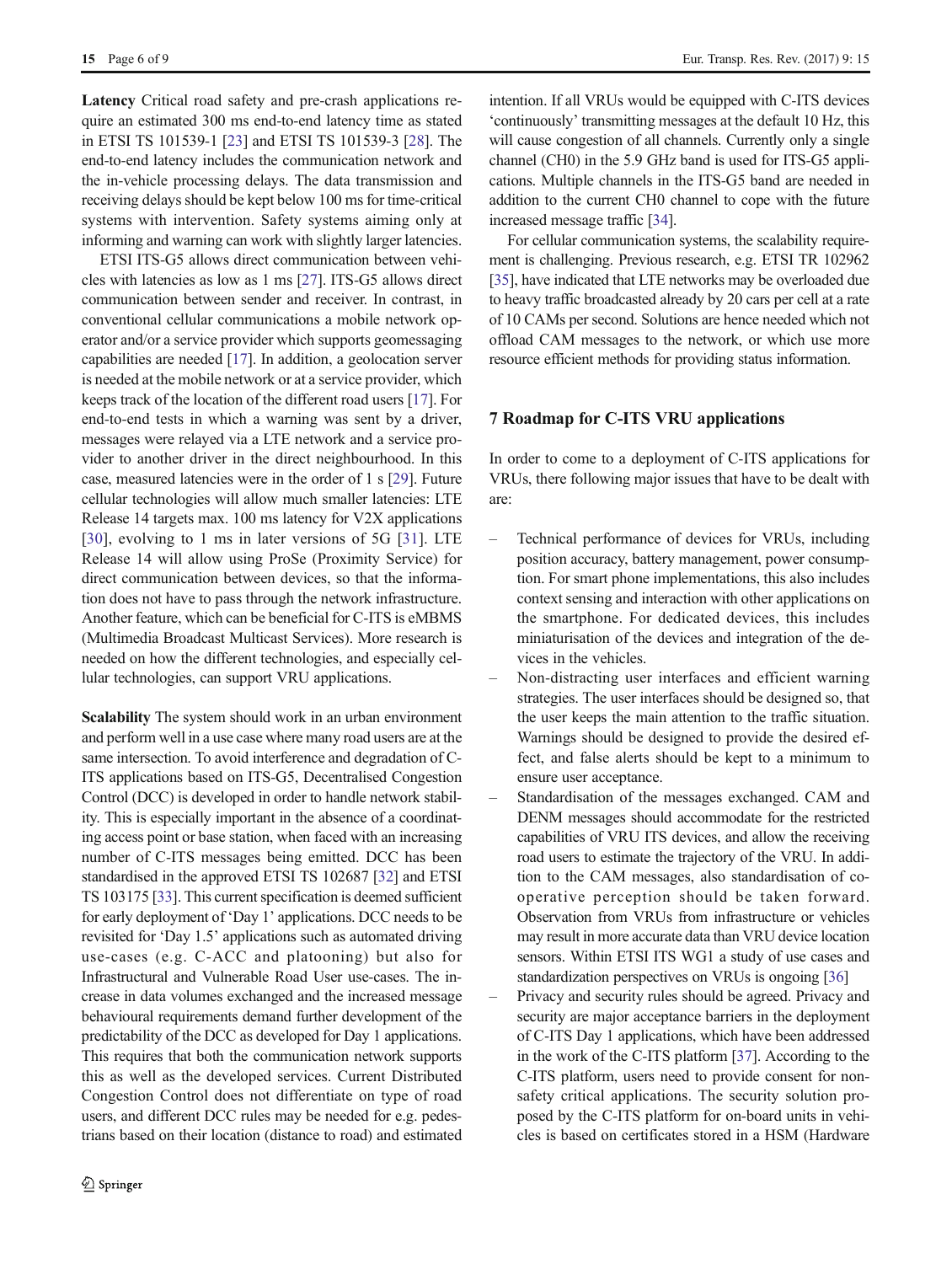**Latency** Critical road safety and pre-crash applications require an estimated 300 ms end-to-end latency time as stated in ETSI TS 101539-1 [23] and ETSI TS 101539-3 [28]. The end-to-end latency includes the communication network and the in-vehicle processing delays. The data transmission and receiving delays should be kept below 100 ms for time-critical systems with intervention. Safety systems aiming only at informing and warning can work with slightly larger latencies.

ETSI ITS-G5 allows direct communication between vehicles with latencies as low as 1 ms [27]. ITS-G5 allows direct communication between sender and receiver. In contrast, in conventional cellular communications a mobile network operator and/or a service provider which supports geomessaging capabilities are needed [17]. In addition, a geolocation server is needed at the mobile network or at a service provider, which keeps track of the location of the different road users [17]. For end-to-end tests in which a warning was sent by a driver, messages were relayed via a LTE network and a service provider to another driver in the direct neighbourhood. In this case, measured latencies were in the order of 1 s [29]. Future cellular technologies will allow much smaller latencies: LTE Release 14 targets max. 100 ms latency for V2X applications [30], evolving to 1 ms in later versions of 5G [31]. LTE Release 14 will allow using ProSe (Proximity Service) for direct communication between devices, so that the information does not have to pass through the network infrastructure. Another feature, which can be beneficial for C-ITS is eMBMS (Multimedia Broadcast Multicast Services). More research is needed on how the different technologies, and especially cellular technologies, can support VRU applications.

**Scalability** The system should work in an urban environment and perform well in a use case where many road users are at the same intersection. To avoid interference and degradation of C-ITS applications based on ITS-G5, Decentralised Congestion Control (DCC) is developed in order to handle network stability. This is especially important in the absence of a coordinating access point or base station, when faced with an increasing number of C-ITS messages being emitted. DCC has been standardised in the approved ETSI TS 102687 [32] and ETSI TS 103175 [33]. This current specification is deemed sufficient for early deployment of 'Day 1' applications. DCC needs to be revisited for 'Day 1.5' applications such as automated driving use-cases (e.g. C-ACC and platooning) but also for Infrastructural and Vulnerable Road User use-cases. The increase in data volumes exchanged and the increased message behavioural requirements demand further development of the predictability of the DCC as developed for Day 1 applications. This requires that both the communication network supports this as well as the developed services. Current Distributed Congestion Control does not differentiate on type of road users, and different DCC rules may be needed for e.g. pedestrians based on their location (distance to road) and estimated intention. If all VRUs would be equipped with C-ITS devices 'continuously' transmitting messages at the default 10 Hz, this will cause congestion of all channels. Currently only a single channel (CH0) in the 5.9 GHz band is used for ITS-G5 applications. Multiple channels in the ITS-G5 band are needed in addition to the current CH0 channel to cope with the future increased message traffic [34].

For cellular communication systems, the scalability requirement is challenging. Previous research, e.g. ETSI TR 102962 [35], have indicated that LTE networks may be overloaded due to heavy traffic broadcasted already by 20 cars per cell at a rate of 10 CAMs per second. Solutions are hence needed which not offload CAM messages to the network, or which use more resource efficient methods for providing status information.

## 7 Roadmap for C-ITS VRU applications

In order to come to a deployment of C-ITS applications for VRUs, there following major issues that have to be dealt with are:

- Technical performance of devices for VRUs, including position accuracy, battery management, power consumption. For smart phone implementations, this also includes context sensing and interaction with other applications on the smartphone. For dedicated devices, this includes miniaturisation of the devices and integration of the devices in the vehicles.
- Non-distracting user interfaces and efficient warning strategies. The user interfaces should be designed so, that the user keeps the main attention to the traffic situation. Warnings should be designed to provide the desired effect, and false alerts should be kept to a minimum to ensure user acceptance.
- Standardisation of the messages exchanged. CAM and DENM messages should accommodate for the restricted capabilities of VRU ITS devices, and allow the receiving road users to estimate the trajectory of the VRU. In addition to the CAM messages, also standardisation of cooperative perception should be taken forward. Observation from VRUs from infrastructure or vehicles may result in more accurate data than VRU device location sensors. Within ETSI ITS WG1 a study of use cases and standardization perspectives on VRUs is ongoing [36]
- Privacy and security rules should be agreed. Privacy and security are major acceptance barriers in the deployment of C-ITS Day 1 applications, which have been addressed in the work of the C-ITS platform [37]. According to the C-ITS platform, users need to provide consent for non-safety critical applications. The security solution proposed by the C-ITS platform for on-board units in vehicles is based on certificates stored in a HSM (Hardware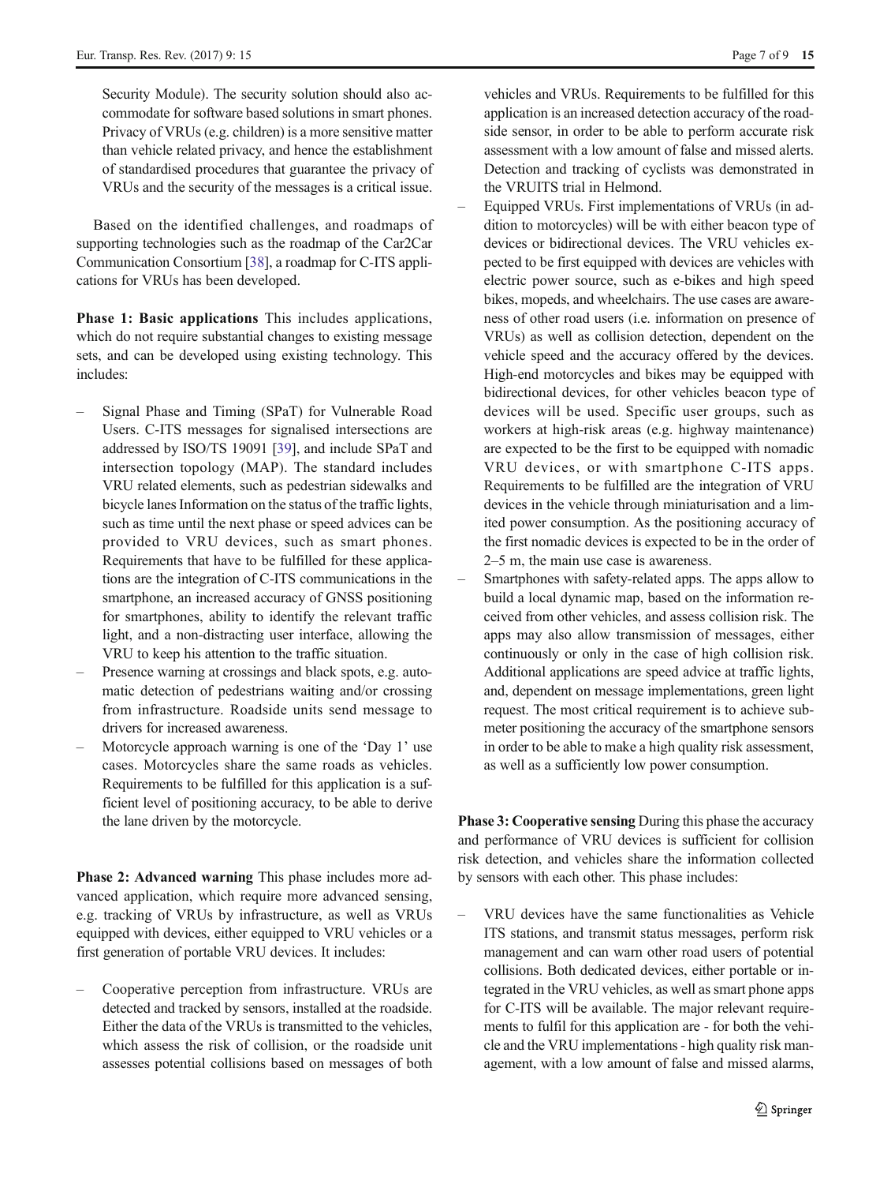Security Module). The security solution should also accommodate for software based solutions in smart phones. Privacy of VRUs (e.g. children) is a more sensitive matter than vehicle related privacy, and hence the establishment of standardised procedures that guarantee the privacy of VRUs and the security of the messages is a critical issue.

Based on the identified challenges, and roadmaps of supporting technologies such as the roadmap of the Car2Car Communication Consortium [38], a roadmap for C-ITS applications for VRUs has been developed.

**Phase 1: Basic applications** This includes applications, which do not require substantial changes to existing message sets, and can be developed using existing technology. This includes:

- Signal Phase and Timing (SPaT) for Vulnerable Road Users. C-ITS messages for signalised intersections are addressed by ISO/TS 19091 [39], and include SPaT and intersection topology (MAP). The standard includes VRU related elements, such as pedestrian sidewalks and bicycle lanes Information on the status of the traffic lights, such as time until the next phase or speed advices can be provided to VRU devices, such as smart phones. Requirements that have to be fulfilled for these applications are the integration of C-ITS communications in the smartphone, an increased accuracy of GNSS positioning for smartphones, ability to identify the relevant traffic light, and a non-distracting user interface, allowing the VRU to keep his attention to the traffic situation.
- Presence warning at crossings and black spots, e.g. automatic detection of pedestrians waiting and/or crossing from infrastructure. Roadside units send message to drivers for increased awareness.
- Motorcycle approach warning is one of the 'Day 1' use cases. Motorcycles share the same roads as vehicles. Requirements to be fulfilled for this application is a sufficient level of positioning accuracy, to be able to derive the lane driven by the motorcycle.

**Phase 2: Advanced warning** This phase includes more advanced application, which require more advanced sensing, e.g. tracking of VRUs by infrastructure, as well as VRUs equipped with devices, either equipped to VRU vehicles or a first generation of portable VRU devices. It includes:

- Cooperative perception from infrastructure. VRUs are detected and tracked by sensors, installed at the roadside. Either the data of the VRUs is transmitted to the vehicles, which assess the risk of collision, or the roadside unit assesses potential collisions based on messages of both vehicles and VRUs. Requirements to be fulfilled for this application is an increased detection accuracy of the roadside sensor, in order to be able to perform accurate risk assessment with a low amount of false and missed alerts. Detection and tracking of cyclists was demonstrated in the VRUITS trial in Helmond.
- Equipped VRUs. First implementations of VRUs (in addition to motorcycles) will be with either beacon type of devices or bidirectional devices. The VRU vehicles expected to be first equipped with devices are vehicles with electric power source, such as e-bikes and high speed bikes, mopeds, and wheelchairs. The use cases are awareness of other road users (i.e. information on presence of VRUs) as well as collision detection, dependent on the vehicle speed and the accuracy offered by the devices. High-end motorcycles and bikes may be equipped with bidirectional devices, for other vehicles beacon type of devices will be used. Specific user groups, such as workers at high-risk areas (e.g. highway maintenance) are expected to be the first to be equipped with nomadic VRU devices, or with smartphone C-ITS apps. Requirements to be fulfilled are the integration of VRU devices in the vehicle through miniaturisation and a limited power consumption. As the positioning accuracy of the first nomadic devices is expected to be in the order of 2–5 m, the main use case is awareness.
- Smartphones with safety-related apps. The apps allow to build a local dynamic map, based on the information received from other vehicles, and assess collision risk. The apps may also allow transmission of messages, either continuously or only in the case of high collision risk. Additional applications are speed advice at traffic lights, and, dependent on message implementations, green light request. The most critical requirement is to achieve sub-meter positioning the accuracy of the smartphone sensors in order to be able to make a high quality risk assessment, as well as a sufficiently low power consumption.

**Phase 3: Cooperative sensing** During this phase the accuracy and performance of VRU devices is sufficient for collision risk detection, and vehicles share the information collected by sensors with each other. This phase includes:

- VRU devices have the same functionalities as Vehicle ITS stations, and transmit status messages, perform risk management and can warn other road users of potential collisions. Both dedicated devices, either portable or integrated in the VRU vehicles, as well as smart phone apps for C-ITS will be available. The major relevant requirements to fulfil for this application are - for both the vehicle and the VRU implementations - high quality risk management, with a low amount of false and missed alarms,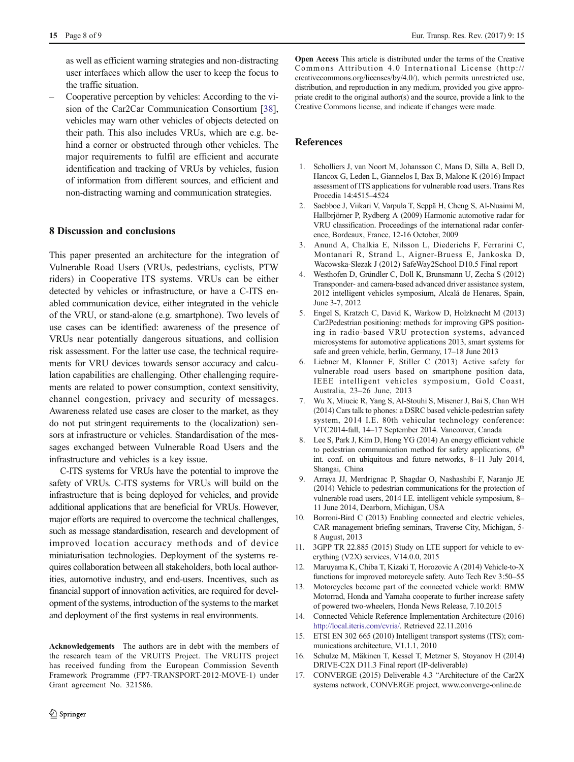as well as efficient warning strategies and non-distracting user interfaces which allow the user to keep the focus to the traffic situation.

– Cooperative perception by vehicles: According to the vision of the Car2Car Communication Consortium [38], vehicles may warn other vehicles of objects detected on their path. This also includes VRUs, which are e.g. behind a corner or obstructed through other vehicles. The major requirements to fulfil are efficient and accurate identification and tracking of VRUs by vehicles, fusion of information from different sources, and efficient and non-distracting warning and communication strategies.

## 8 Discussion and conclusions

This paper presented an architecture for the integration of Vulnerable Road Users (VRUs, pedestrians, cyclists, PTW riders) in Cooperative ITS systems. VRUs can be either detected by vehicles or infrastructure, or have a C-ITS enabled communication device, either integrated in the vehicle of the VRU, or stand-alone (e.g. smartphone). Two levels of use cases can be identified: awareness of the presence of VRUs near potentially dangerous situations, and collision risk assessment. For the latter use case, the technical requirements for VRU devices towards sensor accuracy and calculation capabilities are challenging. Other challenging requirements are related to power consumption, context sensitivity, channel congestion, privacy and security of messages. Awareness related use cases are closer to the market, as they do not put stringent requirements to the (localization) sensors at infrastructure or vehicles. Standardisation of the messages exchanged between Vulnerable Road Users and the infrastructure and vehicles is a key issue.

C-ITS systems for VRUs have the potential to improve the safety of VRUs. C-ITS systems for VRUs will build on the infrastructure that is being deployed for vehicles, and provide additional applications that are beneficial for VRUs. However, major efforts are required to overcome the technical challenges, such as message standardisation, research and development of improved location accuracy methods and of device miniaturisation technologies. Deployment of the systems requires collaboration between all stakeholders, both local authorities, automotive industry, and end-users. Incentives, such as financial support of innovation activities, are required for development of the systems, introduction of the systems to the market and deployment of the first systems in real environments.

**Acknowledgements** The authors are in debt with the members of the research team of the VRUITS Project. The VRUITS project has received funding from the European Commission Seventh Framework Programme (FP7-TRANSPORT-2012-MOVE-1) under Grant agreement No. 321586.

**Open Access** This article is distributed under the terms of the Creative Commons Attribution 4.0 International License (http://creativecommons.org/licenses/by/4.0/), which permits unrestricted use, distribution, and reproduction in any medium, provided you give appropriate credit to the original author(s) and the source, provide a link to the Creative Commons license, and indicate if changes were made.

## References

1. Scholliers J, van Noort M, Johansson C, Mans D, Silla A, Bell D, Hancox G, Leden L, Giannelos I, Bax B, Malone K (2016) Impact assessment of ITS applications for vulnerable road users. Trans Res Procedia 14:4515–4524
2. Saebboe J, Viikari V, Varpula T, Seppä H, Cheng S, Al-Nuaimi M, Hallbrjörner P, Rydberg A (2009) Harmonic automotive radar for VRU classification. Proceedings of the international radar conference, Bordeaux, France, 12-16 October, 2009
3. Anund A, Chalkia E, Nilsson L, Diederichs F, Ferrarini C, Montanari R, Strand L, Aigner-Bruess E, Jankoska D, Wacowska-Slezak J (2012) SafeWay2School D10.5 Final report
4. Westhofen D, Gründler C, Doll K, Brunsmann U, Zecha S (2012) Transponder- and camera-based advanced driver assistance system, 2012 intelligent vehicles symposium, Alcalá de Henares, Spain, June 3-7, 2012
5. Engel S, Kratzch C, David K, Warkow D, Holzknecht M (2013) Car2Pedestrian positioning: methods for improving GPS positioning in radio-based VRU protection systems, advanced microsystems for automotive applications 2013, smart systems for safe and green vehicle, berlin, Germany, 17–18 June 2013
6. Liebner M, Klanner F, Stiller C (2013) Active safety for vulnerable road users based on smartphone position data, IEEE intelligent vehicles symposium, Gold Coast, Australia, 23–26 June, 2013
7. Wu X, Miucic R, Yang S, Al-Stouhi S, Misener J, Bai S, Chan WH (2014) Cars talk to phones: a DSRC based vehicle-pedestrian safety system, 2014 I.E. 80th vehicular technology conference: VTC2014-fall, 14–17 September 2014. Vancouver, Canada
8. Lee S, Park J, Kim D, Hong YG (2014) An energy efficient vehicle to pedestrian communication method for safety applications, 6th int. conf. on ubiquitous and future networks, 8–11 July 2014, Shangai, China
9. Arraya JJ, Merdrignac P, Shagdar O, Nashashibi F, Naranjo JE (2014) Vehicle to pedestrian communications for the protection of vulnerable road users, 2014 I.E. intelligent vehicle symposium, 8–11 June 2014, Dearborn, Michigan, USA
10. Borroni-Bird C (2013) Enabling connected and electric vehicles, CAR management briefing seminars, Traverse City, Michigan, 5-8 August, 2013
11. 3GPP TR 22.885 (2015) Study on LTE support for vehicle to everything (V2X) services, V14.0.0, 2015
12. Maruyama K, Chiba T, Kizaki T, Horozovic A (2014) Vehicle-to-X functions for improved motorcycle safety. Auto Tech Rev 3:50–55
13. Motorcycles become part of the connected vehicle world: BMW Motorrad, Honda and Yamaha cooperate to further increase safety of powered two-wheelers, Honda News Release, 7.10.2015
14. Connected Vehicle Reference Implementation Architecture (2016) http://local.iteris.com/cvria/. Retrieved 22.11.2016
15. ETSI EN 302 665 (2010) Intelligent transport systems (ITS); communications architecture, V1.1.1, 2010
16. Schulze M, Mäkinen T, Kessel T, Metzner S, Stoyanov H (2014) DRIVE-C2X D11.3 Final report (IP-deliverable)
17. CONVERGE (2015) Deliverable 4.3 "Architecture of the Car2X systems network, CONVERGE project, www.converge-online.de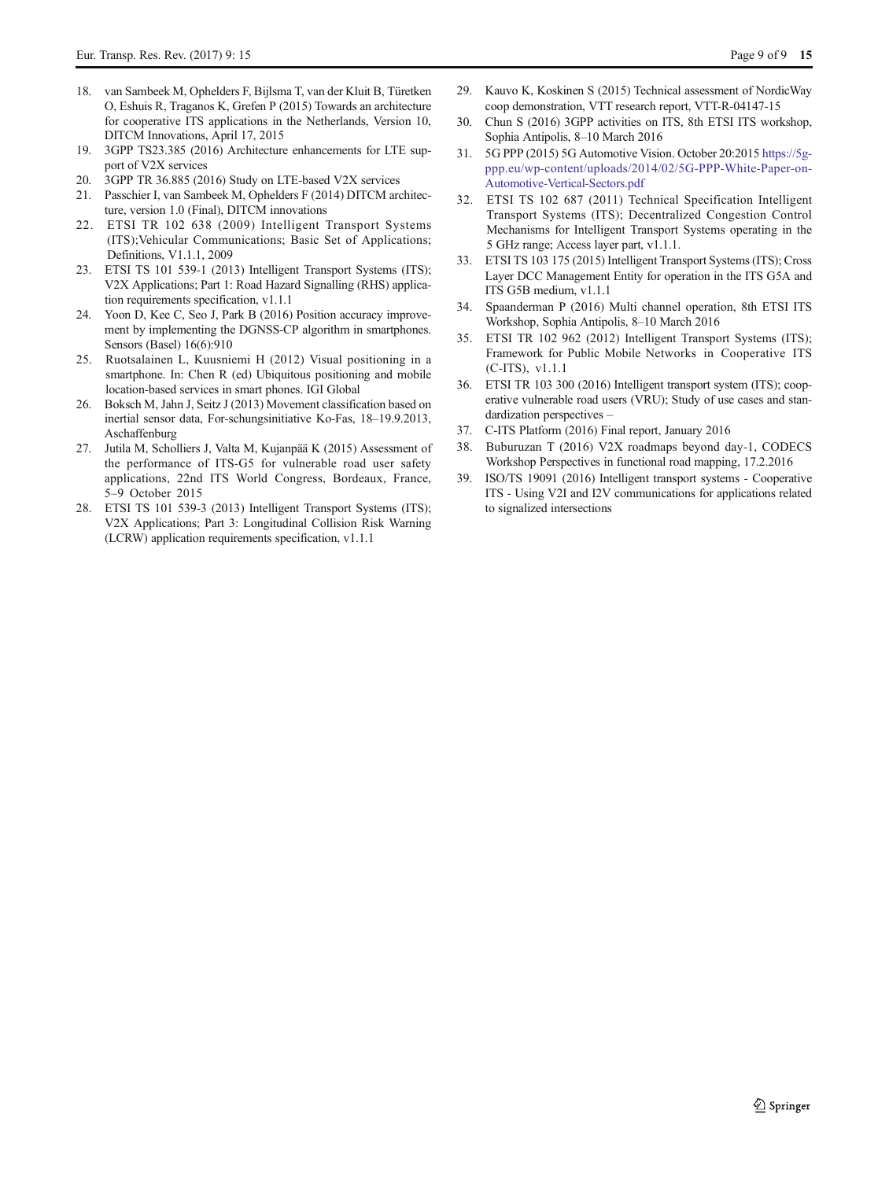18. van Sambeek M, Ophelders F, Bijlsma T, van der Kluit B, Türetken O, Eshuis R, Traganos K, Grefen P (2015) Towards an architecture for cooperative ITS applications in the Netherlands, Version 10, DITCM Innovations, April 17, 2015
19. 3GPP TS23.385 (2016) Architecture enhancements for LTE support of V2X services
20. 3GPP TR 36.885 (2016) Study on LTE-based V2X services
21. Passchier I, van Sambeek M, Ophelders F (2014) DITCM architecture, version 1.0 (Final), DITCM innovations
22. ETSI TR 102 638 (2009) Intelligent Transport Systems (ITS);Vehicular Communications; Basic Set of Applications; Definitions, V1.1.1, 2009
23. ETSI TS 101 539-1 (2013) Intelligent Transport Systems (ITS); V2X Applications; Part 1: Road Hazard Signalling (RHS) application requirements specification, v1.1.1
24. Yoon D, Kee C, Seo J, Park B (2016) Position accuracy improvement by implementing the DGNSS-CP algorithm in smartphones. Sensors (Basel) 16(6):910
25. Ruotsalainen L, Kuusniemi H (2012) Visual positioning in a smartphone. In: Chen R (ed) Ubiquitous positioning and mobile location-based services in smart phones. IGI Global
26. Boksch M, Jahn J, Seitz J (2013) Movement classification based on inertial sensor data, For-schungsinitiative Ko-Fas, 18–19.9.2013, Aschaffenburg
27. Jutila M, Scholliers J, Valta M, Kujanpää K (2015) Assessment of the performance of ITS-G5 for vulnerable road user safety applications, 22nd ITS World Congress, Bordeaux, France, 5–9 October 2015
28. ETSI TS 101 539-3 (2013) Intelligent Transport Systems (ITS); V2X Applications; Part 3: Longitudinal Collision Risk Warning (LCRW) application requirements specification, v1.1.1
29. Kauvo K, Koskinen S (2015) Technical assessment of NordicWay coop demonstration, VTT research report, VTT-R-04147-15
30. Chun S (2016) 3GPP activities on ITS, 8th ETSI ITS workshop, Sophia Antipolis, 8–10 March 2016
31. 5G PPP (2015) 5G Automotive Vision. October 20:2015 https://5g-ppp.eu/wp-content/uploads/2014/02/5G-PPP-White-Paper-on-Automotive-Vertical-Sectors.pdf
32. ETSI TS 102 687 (2011) Technical Specification Intelligent Transport Systems (ITS); Decentralized Congestion Control Mechanisms for Intelligent Transport Systems operating in the 5 GHz range; Access layer part, v1.1.1.
33. ETSI TS 103 175 (2015) Intelligent Transport Systems (ITS); Cross Layer DCC Management Entity for operation in the ITS G5A and ITS G5B medium, v1.1.1
34. Spaanderman P (2016) Multi channel operation, 8th ETSI ITS Workshop, Sophia Antipolis, 8–10 March 2016
35. ETSI TR 102 962 (2012) Intelligent Transport Systems (ITS); Framework for Public Mobile Networks in Cooperative ITS (C-ITS), v1.1.1
36. ETSI TR 103 300 (2016) Intelligent transport system (ITS); cooperative vulnerable road users (VRU); Study of use cases and standardization perspectives –
37. C-ITS Platform (2016) Final report, January 2016
38. Buburuzan T (2016) V2X roadmaps beyond day-1, CODECS Workshop Perspectives in functional road mapping, 17.2.2016
39. ISO/TS 19091 (2016) Intelligent transport systems - Cooperative ITS - Using V2I and I2V communications for applications related to signalized intersections